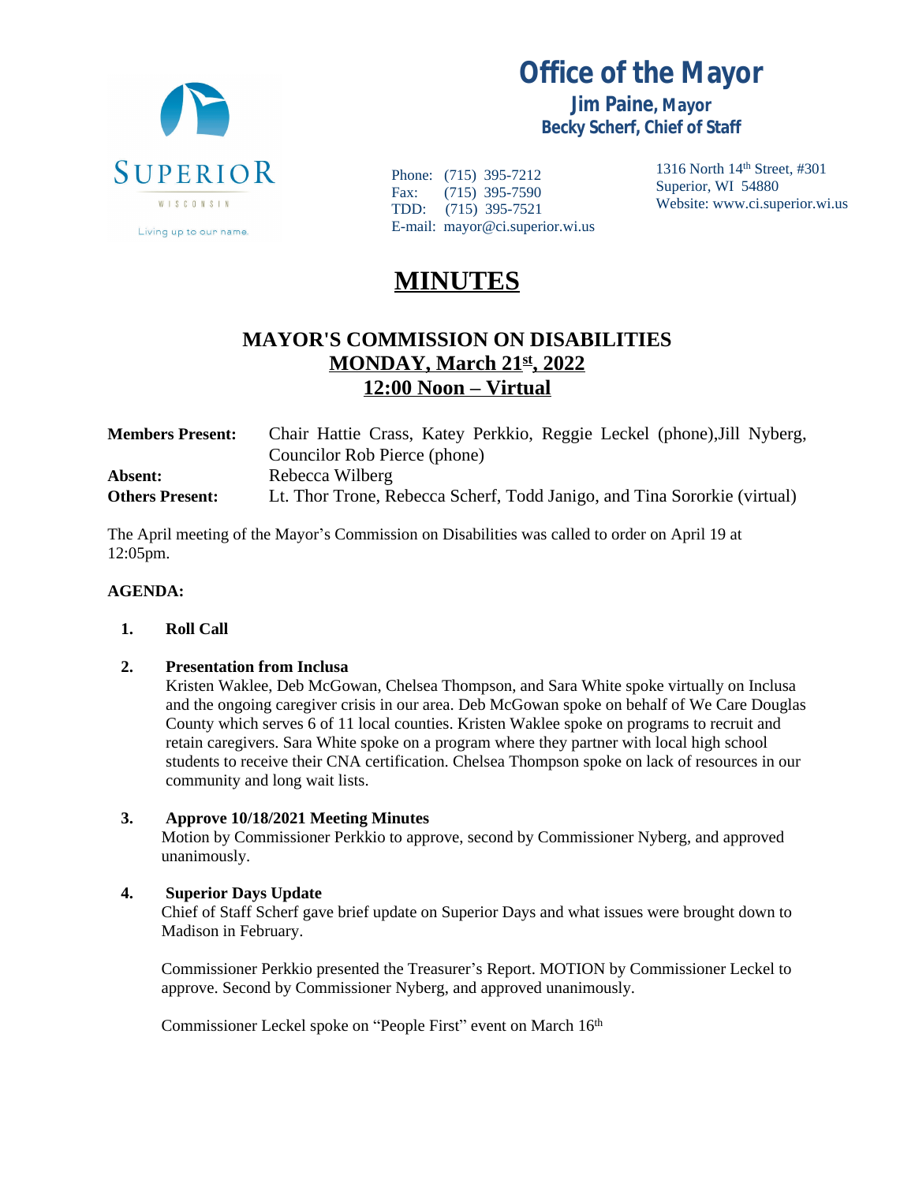SUPERIOR
WISCONSIN
Living up to our name.

# Office of the Mayor

**Jim Paine, Mayor**
**Becky Scherf, Chief of Staff**

Phone: (715) 395-7212
Fax: (715) 395-7590
TDD: (715) 395-7521
E-mail: mayor@ci.superior.wi.us

1316 North 14th Street, #301
Superior, WI 54880
Website: www.ci.superior.wi.us

# MINUTES

## MAYOR'S COMMISSION ON DISABILITIES
## MONDAY, March 21st, 2022
## 12:00 Noon – Virtual

**Members Present:** Chair Hattie Crass, Katey Perkkio, Reggie Leckel (phone),Jill Nyberg, Councilor Rob Pierce (phone)
**Absent:** Rebecca Wilberg
**Others Present:** Lt. Thor Trone, Rebecca Scherf, Todd Janigo, and Tina Sororkie (virtual)

The April meeting of the Mayor's Commission on Disabilities was called to order on April 19 at 12:05pm.

**AGENDA:**

1. **Roll Call**

2. **Presentation from Inclusa**
   Kristen Waklee, Deb McGowan, Chelsea Thompson, and Sara White spoke virtually on Inclusa and the ongoing caregiver crisis in our area. Deb McGowan spoke on behalf of We Care Douglas County which serves 6 of 11 local counties. Kristen Waklee spoke on programs to recruit and retain caregivers. Sara White spoke on a program where they partner with local high school students to receive their CNA certification. Chelsea Thompson spoke on lack of resources in our community and long wait lists.

3. **Approve 10/18/2021 Meeting Minutes**
   Motion by Commissioner Perkkio to approve, second by Commissioner Nyberg, and approved unanimously.

4. **Superior Days Update**
   Chief of Staff Scherf gave brief update on Superior Days and what issues were brought down to Madison in February.

   Commissioner Perkkio presented the Treasurer's Report. MOTION by Commissioner Leckel to approve. Second by Commissioner Nyberg, and approved unanimously.

   Commissioner Leckel spoke on "People First" event on March 16th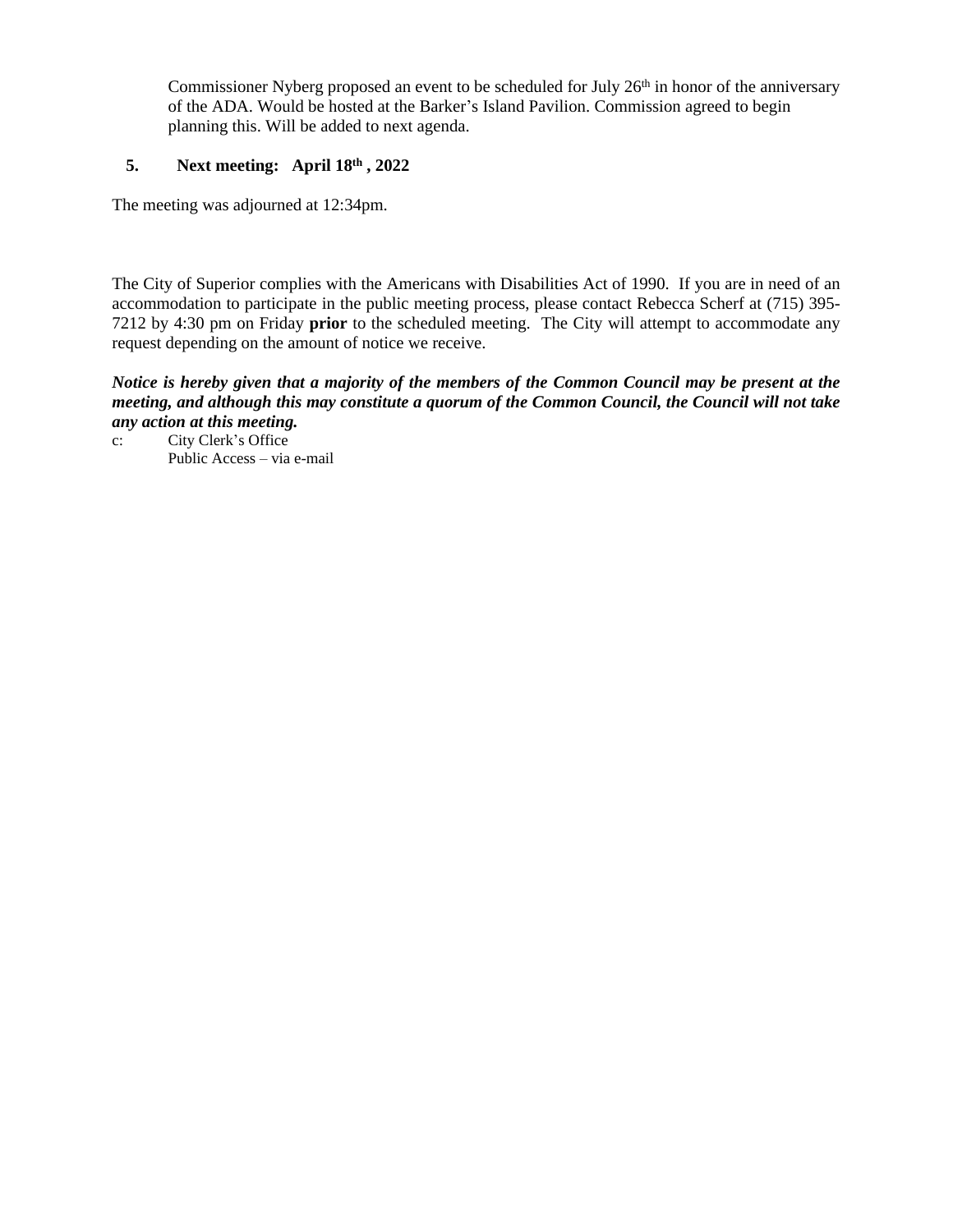Commissioner Nyberg proposed an event to be scheduled for July 26th in honor of the anniversary of the ADA. Would be hosted at the Barker's Island Pavilion. Commission agreed to begin planning this. Will be added to next agenda.

**5. Next meeting: April 18th , 2022**

The meeting was adjourned at 12:34pm.

The City of Superior complies with the Americans with Disabilities Act of 1990. If you are in need of an accommodation to participate in the public meeting process, please contact Rebecca Scherf at (715) 395-7212 by 4:30 pm on Friday **prior** to the scheduled meeting. The City will attempt to accommodate any request depending on the amount of notice we receive.

***Notice is hereby given that a majority of the members of the Common Council may be present at the meeting, and although this may constitute a quorum of the Common Council, the Council will not take any action at this meeting.***

c: City Clerk's Office
Public Access – via e-mail